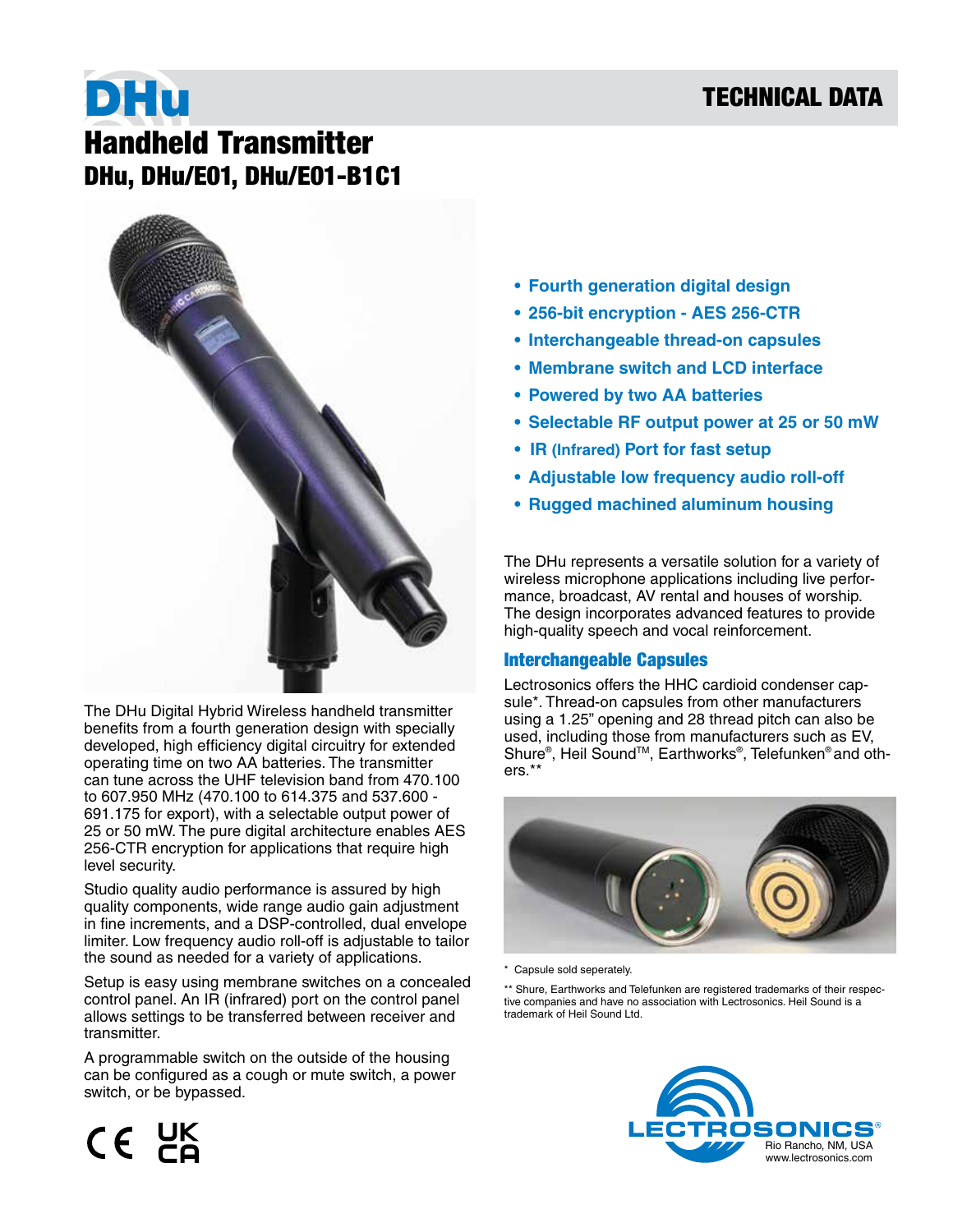# DHu

## Handheld Transmitter

### DHu, DHu/E01, DHu/E01-B1C1

The DHu Digital Hybrid Wireless handheld transmitter benefits from a fourth generation design with specially developed, high efficiency digital circuitry for extended operating time on two AA batteries. The transmitter can tune across the UHF television band from 470.100 to 607.950 MHz (470.100 to 614.375 and 537.600 - 691.175 for export), with a selectable output power of 25 or 50 mW. The pure digital architecture enables AES 256-CTR encryption for applications that require high level security.

Studio quality audio performance is assured by high quality components, wide range audio gain adjustment in fine increments, and a DSP-controlled, dual envelope limiter. Low frequency audio roll-off is adjustable to tailor the sound as needed for a variety of applications.

Setup is easy using membrane switches on a concealed control panel. An IR (infrared) port on the control panel allows settings to be transferred between receiver and transmitter.

A programmable switch on the outside of the housing can be configured as a cough or mute switch, a power switch, or be bypassed.

- **Fourth generation digital design**
- **256-bit encryption - AES 256-CTR**
- **Interchangeable thread-on capsules**
- **Membrane switch and LCD interface**
- **Powered by two AA batteries**
- **Selectable RF output power at 25 or 50 mW**
- **IR (Infrared) Port for fast setup**
- **Adjustable low frequency audio roll-off**
- **Rugged machined aluminum housing**

The DHu represents a versatile solution for a variety of wireless microphone applications including live performance, broadcast, AV rental and houses of worship. The design incorporates advanced features to provide high-quality speech and vocal reinforcement.

### Interchangeable Capsules

Lectrosonics offers the HHC cardioid condenser capsule*. Thread-on capsules from other manufacturers using a 1.25" opening and 28 thread pitch can also be used, including those from manufacturers such as EV, Shure®, Heil Sound™, Earthworks®, Telefunken® and others.**

\* Capsule sold seperately.

\*\* Shure, Earthworks and Telefunken are registered trademarks of their respective companies and have no association with Lectrosonics. Heil Sound is a trademark of Heil Sound Ltd.

LECTROSONICS® Rio Rancho, NM, USA www.lectrosonics.com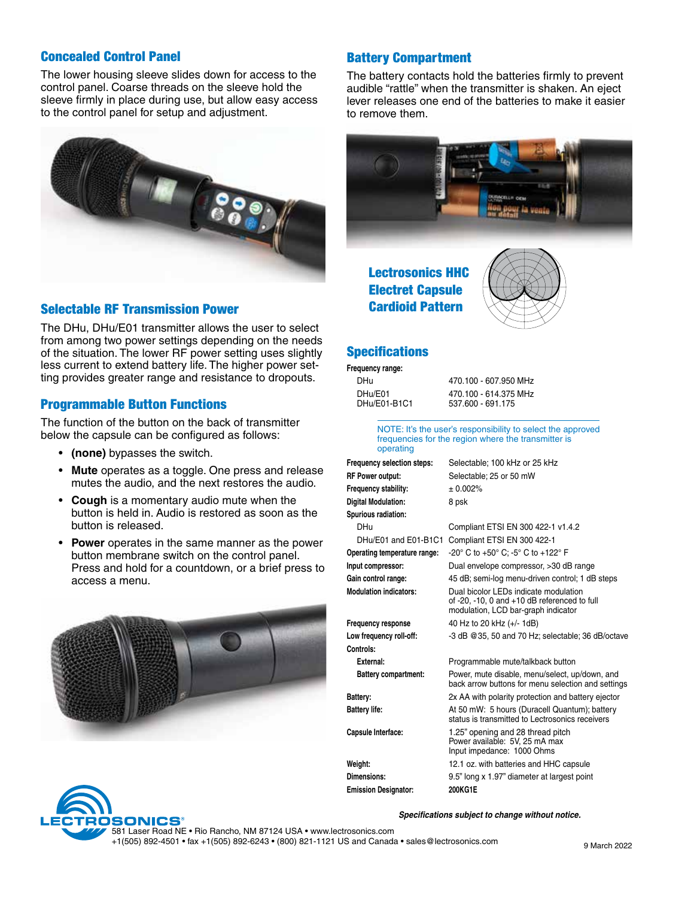## Concealed Control Panel

The lower housing sleeve slides down for access to the control panel. Coarse threads on the sleeve hold the sleeve firmly in place during use, but allow easy access to the control panel for setup and adjustment.

## Selectable RF Transmission Power

The DHu, DHu/E01 transmitter allows the user to select from among two power settings depending on the needs of the situation. The lower RF power setting uses slightly less current to extend battery life. The higher power setting provides greater range and resistance to dropouts.

## Programmable Button Functions

The function of the button on the back of transmitter below the capsule can be configured as follows:

- **(none)** bypasses the switch.
- **Mute** operates as a toggle. One press and release mutes the audio, and the next restores the audio.
- **Cough** is a momentary audio mute when the button is held in. Audio is restored as soon as the button is released.
- **Power** operates in the same manner as the power button membrane switch on the control panel. Press and hold for a countdown, or a brief press to access a menu.

## Battery Compartment

The battery contacts hold the batteries firmly to prevent audible "rattle" when the transmitter is shaken. An eject lever releases one end of the batteries to make it easier to remove them.

## Lectrosonics HHC Electret Capsule Cardioid Pattern

## Specifications

| | |
|---|---|
| **Frequency range:** | |
| DHu | 470.100 - 607.950 MHz |
| DHu/E01 | 470.100 - 614.375 MHz |
| DHu/E01-B1C1 | 537.600 - 691.175 |

NOTE: It's the user's responsibility to select the approved frequencies for the region where the transmitter is operating

| | |
|---|---|
| **Frequency selection steps:** | Selectable; 100 kHz or 25 kHz |
| **RF Power output:** | Selectable; 25 or 50 mW |
| **Frequency stability:** | ± 0.002% |
| **Digital Modulation:** | 8 psk |
| **Spurious radiation:** | |
| DHu | Compliant ETSI EN 300 422-1 v1.4.2 |
| DHu/E01 and E01-B1C1 | Compliant ETSI EN 300 422-1 |
| **Operating temperature range:** | -20° C to +50° C; -5° C to +122° F |
| **Input compressor:** | Dual envelope compressor, >30 dB range |
| **Gain control range:** | 45 dB; semi-log menu-driven control; 1 dB steps |
| **Modulation indicators:** | Dual bicolor LEDs indicate modulation of -20, -10, 0 and +10 dB referenced to full modulation, LCD bar-graph indicator |
| **Frequency response** | 40 Hz to 20 kHz (+/- 1dB) |
| **Low frequency roll-off:** | -3 dB @35, 50 and 70 Hz; selectable; 36 dB/octave |
| **Controls:** | |
| **External:** | Programmable mute/talkback button |
| **Battery compartment:** | Power, mute disable, menu/select, up/down, and back arrow buttons for menu selection and settings |
| **Battery:** | 2x AA with polarity protection and battery ejector |
| **Battery life:** | At 50 mW: 5 hours (Duracell Quantum); battery status is transmitted to Lectrosonics receivers |
| **Capsule Interface:** | 1.25" opening and 28 thread pitch Power available: 5V, 25 mA max Input impedance: 1000 Ohms |
| **Weight:** | 12.1 oz. with batteries and HHC capsule |
| **Dimensions:** | 9.5" long x 1.97" diameter at largest point |
| **Emission Designator:** | **200KG1E** |

***Specifications subject to change without notice.***

LECTROSONICS®
581 Laser Road NE • Rio Rancho, NM 87124 USA • www.lectrosonics.com
+1(505) 892-4501 • fax +1(505) 892-6243 • (800) 821-1121 US and Canada • sales@lectrosonics.com

9 March 2022